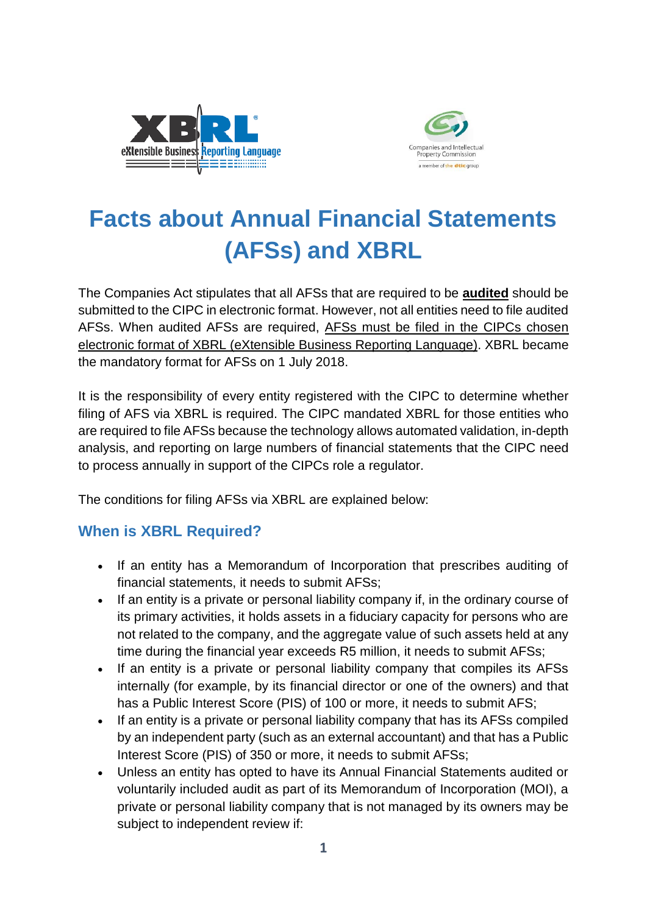# Facts about Annual Financial Statements (AFSs) and XBRL

The Companies Act stipulates that all AFSs that are required to be **audited** should be submitted to the CIPC in electronic format. However, not all entities need to file audited AFSs. When audited AFSs are required, AFSs must be filed in the CIPCs chosen electronic format of XBRL (eXtensible Business Reporting Language). XBRL became the mandatory format for AFSs on 1 July 2018.

It is the responsibility of every entity registered with the CIPC to determine whether filing of AFS via XBRL is required. The CIPC mandated XBRL for those entities who are required to file AFSs because the technology allows automated validation, in-depth analysis, and reporting on large numbers of financial statements that the CIPC need to process annually in support of the CIPCs role a regulator.

The conditions for filing AFSs via XBRL are explained below:

## When is XBRL Required?

- If an entity has a Memorandum of Incorporation that prescribes auditing of financial statements, it needs to submit AFSs;
- If an entity is a private or personal liability company if, in the ordinary course of its primary activities, it holds assets in a fiduciary capacity for persons who are not related to the company, and the aggregate value of such assets held at any time during the financial year exceeds R5 million, it needs to submit AFSs;
- If an entity is a private or personal liability company that compiles its AFSs internally (for example, by its financial director or one of the owners) and that has a Public Interest Score (PIS) of 100 or more, it needs to submit AFS;
- If an entity is a private or personal liability company that has its AFSs compiled by an independent party (such as an external accountant) and that has a Public Interest Score (PIS) of 350 or more, it needs to submit AFSs;
- Unless an entity has opted to have its Annual Financial Statements audited or voluntarily included audit as part of its Memorandum of Incorporation (MOI), a private or personal liability company that is not managed by its owners may be subject to independent review if: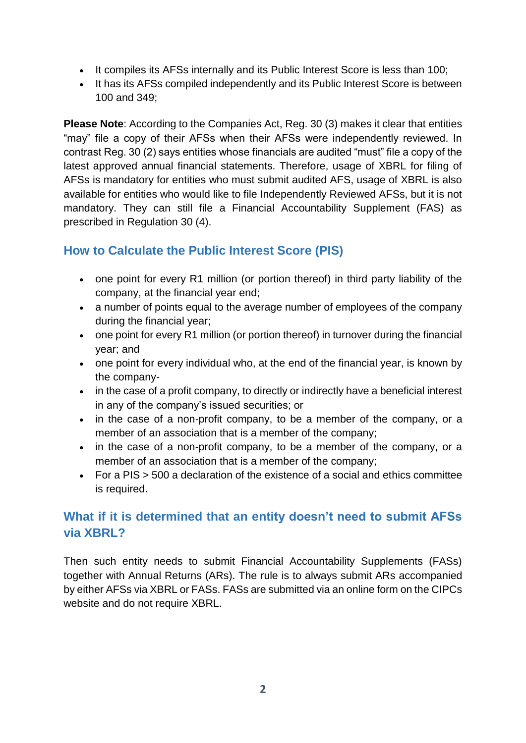- It compiles its AFSs internally and its Public Interest Score is less than 100;
- It has its AFSs compiled independently and its Public Interest Score is between 100 and 349;

**Please Note**: According to the Companies Act, Reg. 30 (3) makes it clear that entities "may" file a copy of their AFSs when their AFSs were independently reviewed. In contrast Reg. 30 (2) says entities whose financials are audited "must" file a copy of the latest approved annual financial statements. Therefore, usage of XBRL for filing of AFSs is mandatory for entities who must submit audited AFS, usage of XBRL is also available for entities who would like to file Independently Reviewed AFSs, but it is not mandatory. They can still file a Financial Accountability Supplement (FAS) as prescribed in Regulation 30 (4).

## How to Calculate the Public Interest Score (PIS)

- one point for every R1 million (or portion thereof) in third party liability of the company, at the financial year end;
- a number of points equal to the average number of employees of the company during the financial year;
- one point for every R1 million (or portion thereof) in turnover during the financial year; and
- one point for every individual who, at the end of the financial year, is known by the company-
- in the case of a profit company, to directly or indirectly have a beneficial interest in any of the company's issued securities; or
- in the case of a non-profit company, to be a member of the company, or a member of an association that is a member of the company;
- in the case of a non-profit company, to be a member of the company, or a member of an association that is a member of the company;
- For a PIS > 500 a declaration of the existence of a social and ethics committee is required.

## What if it is determined that an entity doesn't need to submit AFSs via XBRL?

Then such entity needs to submit Financial Accountability Supplements (FASs) together with Annual Returns (ARs). The rule is to always submit ARs accompanied by either AFSs via XBRL or FASs. FASs are submitted via an online form on the CIPCs website and do not require XBRL.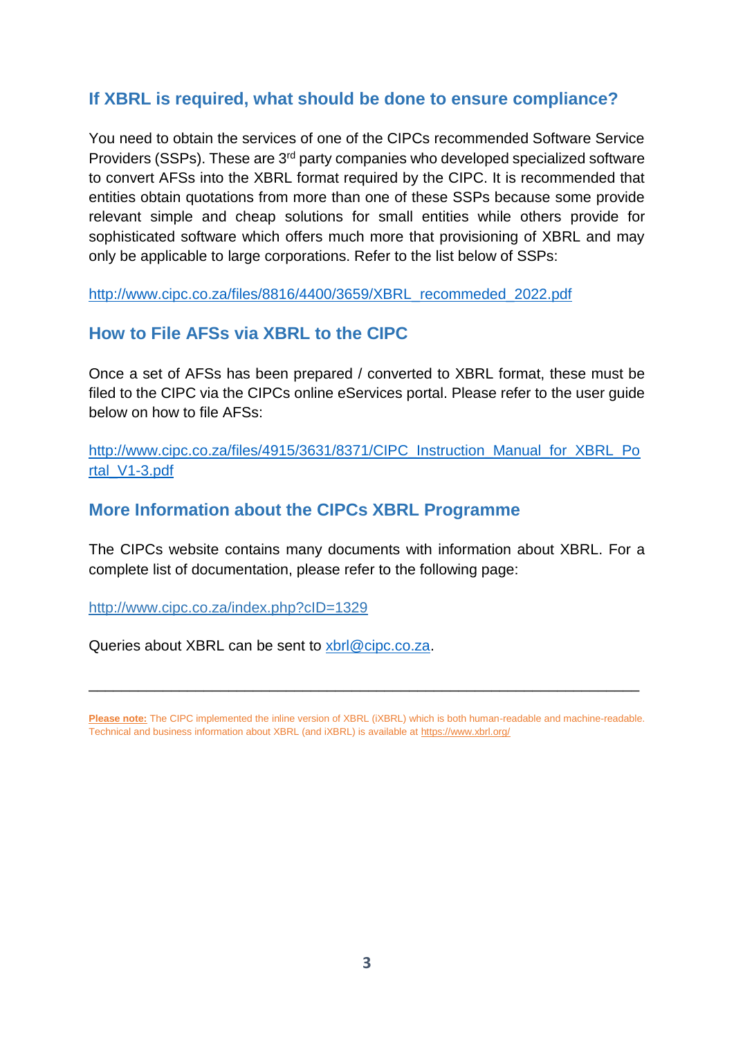## If XBRL is required, what should be done to ensure compliance?

You need to obtain the services of one of the CIPCs recommended Software Service Providers (SSPs). These are 3rd party companies who developed specialized software to convert AFSs into the XBRL format required by the CIPC. It is recommended that entities obtain quotations from more than one of these SSPs because some provide relevant simple and cheap solutions for small entities while others provide for sophisticated software which offers much more that provisioning of XBRL and may only be applicable to large corporations. Refer to the list below of SSPs:

http://www.cipc.co.za/files/8816/4400/3659/XBRL_recommeded_2022.pdf

## How to File AFSs via XBRL to the CIPC

Once a set of AFSs has been prepared / converted to XBRL format, these must be filed to the CIPC via the CIPCs online eServices portal. Please refer to the user guide below on how to file AFSs:

http://www.cipc.co.za/files/4915/3631/8371/CIPC_Instruction_Manual_for_XBRL_Portal_V1-3.pdf

## More Information about the CIPCs XBRL Programme

The CIPCs website contains many documents with information about XBRL. For a complete list of documentation, please refer to the following page:

http://www.cipc.co.za/index.php?cID=1329

Queries about XBRL can be sent to xbrl@cipc.co.za.

---

**Please note:** The CIPC implemented the inline version of XBRL (iXBRL) which is both human-readable and machine-readable. Technical and business information about XBRL (and iXBRL) is available at https://www.xbrl.org/